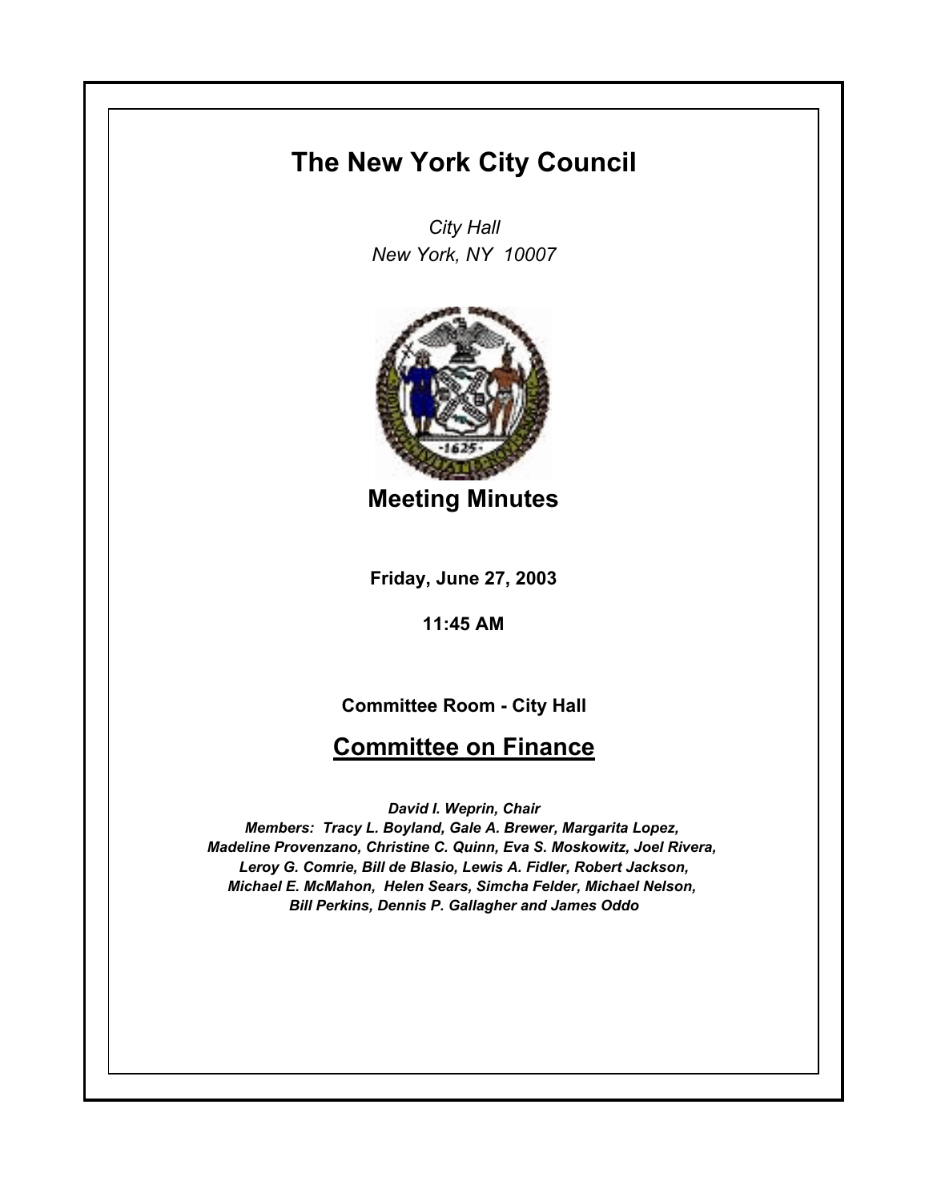# The New York City Council

*City Hall*
*New York, NY 10007*

## Meeting Minutes

**Friday, June 27, 2003**

**11:45 AM**

**Committee Room - City Hall**

## Committee on Finance

***David I. Weprin, Chair***
***Members: Tracy L. Boyland, Gale A. Brewer, Margarita Lopez, Madeline Provenzano, Christine C. Quinn, Eva S. Moskowitz, Joel Rivera, Leroy G. Comrie, Bill de Blasio, Lewis A. Fidler, Robert Jackson, Michael E. McMahon, Helen Sears, Simcha Felder, Michael Nelson, Bill Perkins, Dennis P. Gallagher and James Oddo***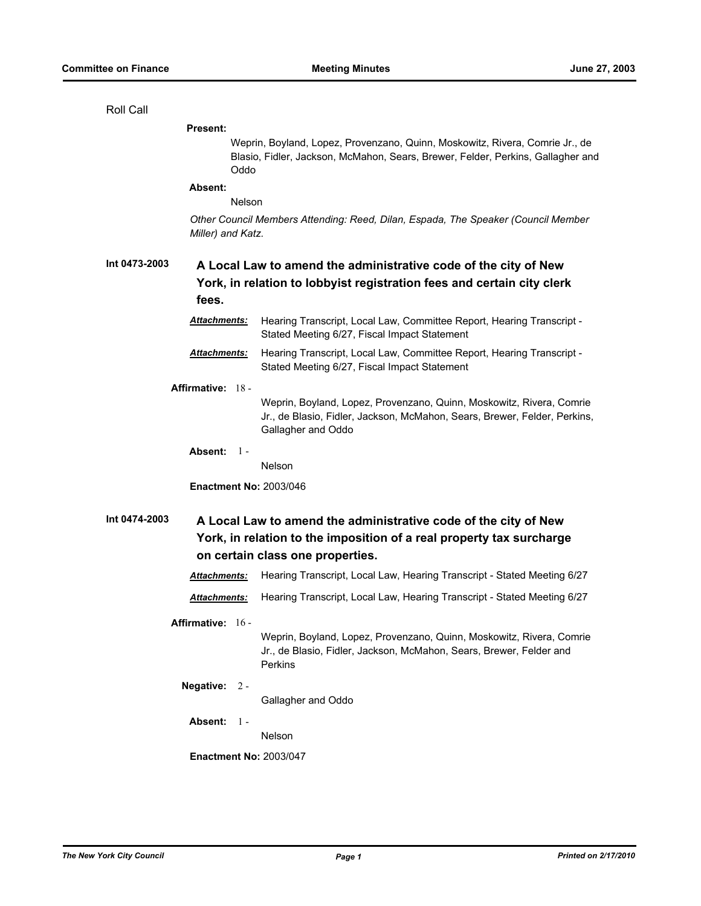Roll Call

**Present:**

Weprin, Boyland, Lopez, Provenzano, Quinn, Moskowitz, Rivera, Comrie Jr., de Blasio, Fidler, Jackson, McMahon, Sears, Brewer, Felder, Perkins, Gallagher and Oddo

**Absent:**

Nelson

*Other Council Members Attending: Reed, Dilan, Espada, The Speaker (Council Member Miller) and Katz.*

## Int 0473-2003 — A Local Law to amend the administrative code of the city of New York, in relation to lobbyist registration fees and certain city clerk fees.

***Attachments:*** Hearing Transcript, Local Law, Committee Report, Hearing Transcript - Stated Meeting 6/27, Fiscal Impact Statement

***Attachments:*** Hearing Transcript, Local Law, Committee Report, Hearing Transcript - Stated Meeting 6/27, Fiscal Impact Statement

**Affirmative:** 18 -

Weprin, Boyland, Lopez, Provenzano, Quinn, Moskowitz, Rivera, Comrie Jr., de Blasio, Fidler, Jackson, McMahon, Sears, Brewer, Felder, Perkins, Gallagher and Oddo

**Absent:** 1 -

Nelson

**Enactment No:** 2003/046

## Int 0474-2003 — A Local Law to amend the administrative code of the city of New York, in relation to the imposition of a real property tax surcharge on certain class one properties.

***Attachments:*** Hearing Transcript, Local Law, Hearing Transcript - Stated Meeting 6/27

***Attachments:*** Hearing Transcript, Local Law, Hearing Transcript - Stated Meeting 6/27

**Affirmative:** 16 -

Weprin, Boyland, Lopez, Provenzano, Quinn, Moskowitz, Rivera, Comrie Jr., de Blasio, Fidler, Jackson, McMahon, Sears, Brewer, Felder and Perkins

**Negative:** 2 -

Gallagher and Oddo

**Absent:** 1 -

Nelson

**Enactment No:** 2003/047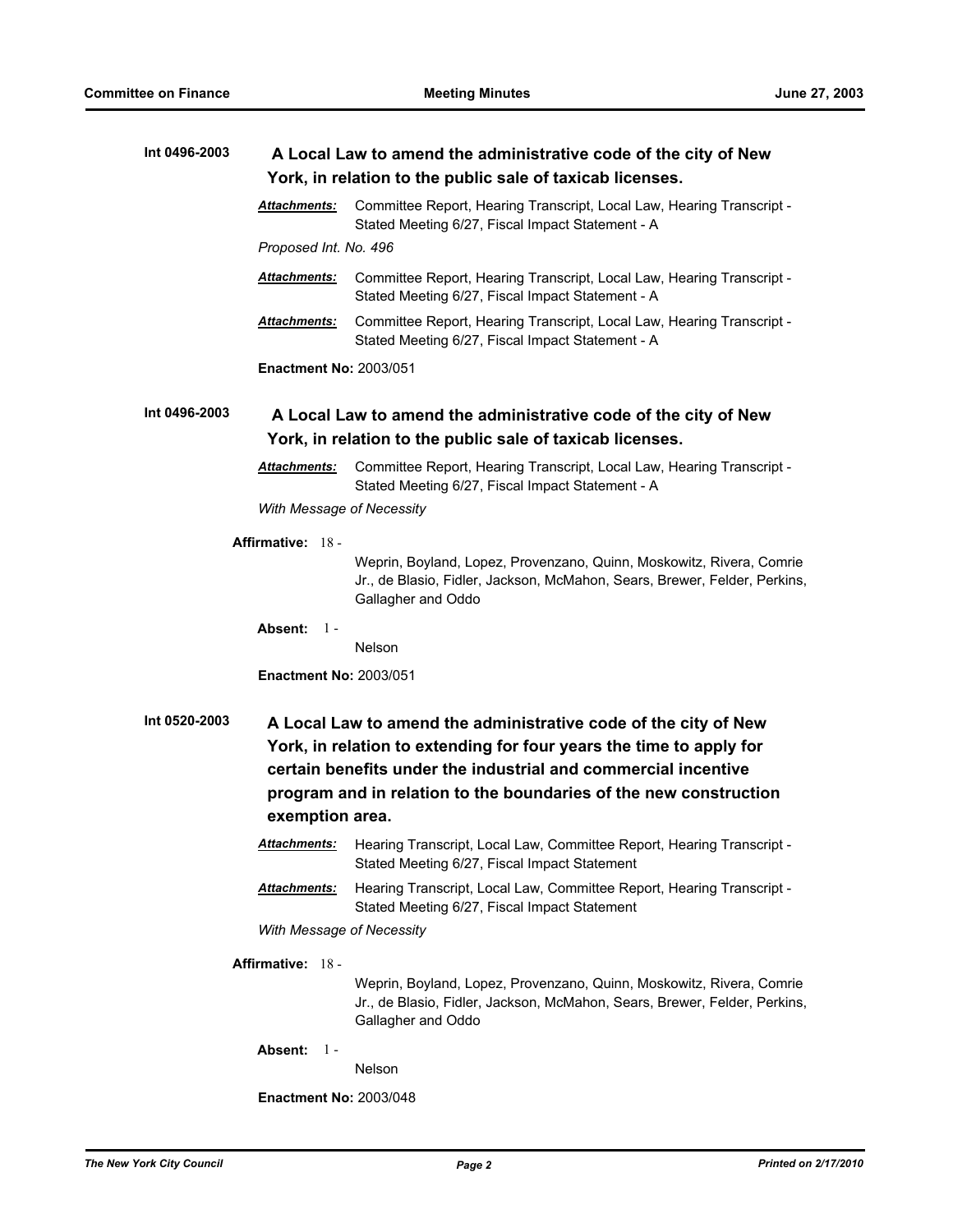**Int 0496-2003** **A Local Law to amend the administrative code of the city of New York, in relation to the public sale of taxicab licenses.**

***Attachments:*** Committee Report, Hearing Transcript, Local Law, Hearing Transcript - Stated Meeting 6/27, Fiscal Impact Statement - A

*Proposed Int. No. 496*

***Attachments:*** Committee Report, Hearing Transcript, Local Law, Hearing Transcript - Stated Meeting 6/27, Fiscal Impact Statement - A

***Attachments:*** Committee Report, Hearing Transcript, Local Law, Hearing Transcript - Stated Meeting 6/27, Fiscal Impact Statement - A

**Enactment No:** 2003/051

**Int 0496-2003** **A Local Law to amend the administrative code of the city of New York, in relation to the public sale of taxicab licenses.**

***Attachments:*** Committee Report, Hearing Transcript, Local Law, Hearing Transcript - Stated Meeting 6/27, Fiscal Impact Statement - A

*With Message of Necessity*

**Affirmative:** 18 - Weprin, Boyland, Lopez, Provenzano, Quinn, Moskowitz, Rivera, Comrie Jr., de Blasio, Fidler, Jackson, McMahon, Sears, Brewer, Felder, Perkins, Gallagher and Oddo

**Absent:** 1 - Nelson

**Enactment No:** 2003/051

**Int 0520-2003** **A Local Law to amend the administrative code of the city of New York, in relation to extending for four years the time to apply for certain benefits under the industrial and commercial incentive program and in relation to the boundaries of the new construction exemption area.**

***Attachments:*** Hearing Transcript, Local Law, Committee Report, Hearing Transcript - Stated Meeting 6/27, Fiscal Impact Statement

***Attachments:*** Hearing Transcript, Local Law, Committee Report, Hearing Transcript - Stated Meeting 6/27, Fiscal Impact Statement

*With Message of Necessity*

**Affirmative:** 18 - Weprin, Boyland, Lopez, Provenzano, Quinn, Moskowitz, Rivera, Comrie Jr., de Blasio, Fidler, Jackson, McMahon, Sears, Brewer, Felder, Perkins, Gallagher and Oddo

**Absent:** 1 - Nelson

**Enactment No:** 2003/048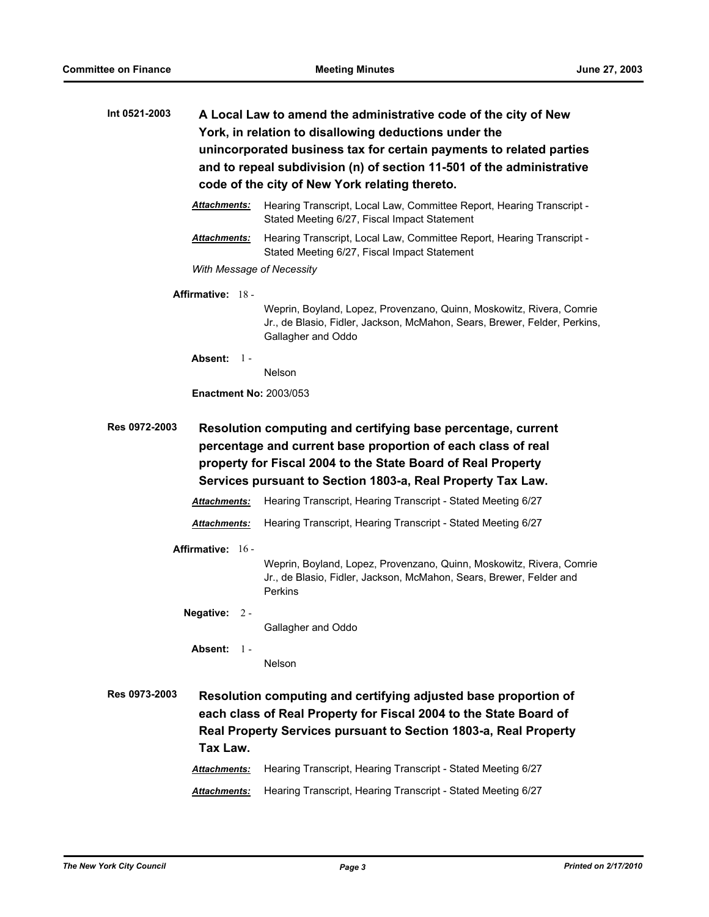**Int 0521-2003** **A Local Law to amend the administrative code of the city of New York, in relation to disallowing deductions under the unincorporated business tax for certain payments to related parties and to repeal subdivision (n) of section 11-501 of the administrative code of the city of New York relating thereto.**

***Attachments:*** Hearing Transcript, Local Law, Committee Report, Hearing Transcript - Stated Meeting 6/27, Fiscal Impact Statement

***Attachments:*** Hearing Transcript, Local Law, Committee Report, Hearing Transcript - Stated Meeting 6/27, Fiscal Impact Statement

*With Message of Necessity*

**Affirmative:** 18 - Weprin, Boyland, Lopez, Provenzano, Quinn, Moskowitz, Rivera, Comrie Jr., de Blasio, Fidler, Jackson, McMahon, Sears, Brewer, Felder, Perkins, Gallagher and Oddo

**Absent:** 1 - Nelson

**Enactment No:** 2003/053

**Res 0972-2003** **Resolution computing and certifying base percentage, current percentage and current base proportion of each class of real property for Fiscal 2004 to the State Board of Real Property Services pursuant to Section 1803-a, Real Property Tax Law.**

***Attachments:*** Hearing Transcript, Hearing Transcript - Stated Meeting 6/27

***Attachments:*** Hearing Transcript, Hearing Transcript - Stated Meeting 6/27

**Affirmative:** 16 - Weprin, Boyland, Lopez, Provenzano, Quinn, Moskowitz, Rivera, Comrie Jr., de Blasio, Fidler, Jackson, McMahon, Sears, Brewer, Felder and Perkins

**Negative:** 2 - Gallagher and Oddo

**Absent:** 1 - Nelson

**Res 0973-2003** **Resolution computing and certifying adjusted base proportion of each class of Real Property for Fiscal 2004 to the State Board of Real Property Services pursuant to Section 1803-a, Real Property Tax Law.**

***Attachments:*** Hearing Transcript, Hearing Transcript - Stated Meeting 6/27

***Attachments:*** Hearing Transcript, Hearing Transcript - Stated Meeting 6/27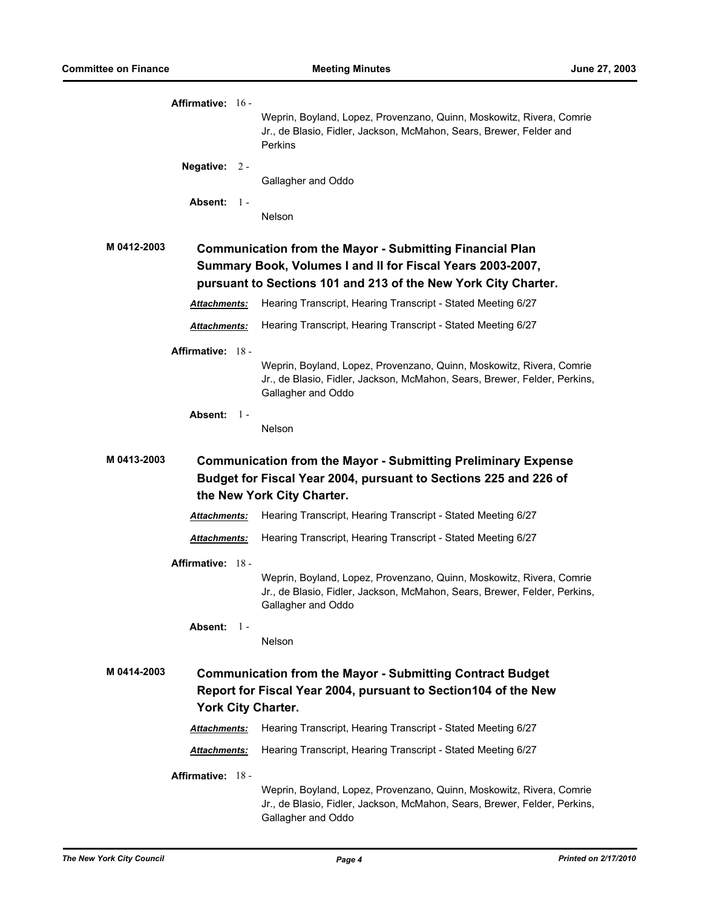**Affirmative:** 16 -

Weprin, Boyland, Lopez, Provenzano, Quinn, Moskowitz, Rivera, Comrie Jr., de Blasio, Fidler, Jackson, McMahon, Sears, Brewer, Felder and Perkins

**Negative:** 2 -

Gallagher and Oddo

**Absent:** 1 -

Nelson

**M 0412-2003** **Communication from the Mayor - Submitting Financial Plan Summary Book, Volumes I and II for Fiscal Years 2003-2007, pursuant to Sections 101 and 213 of the New York City Charter.**

***Attachments:*** Hearing Transcript, Hearing Transcript - Stated Meeting 6/27

***Attachments:*** Hearing Transcript, Hearing Transcript - Stated Meeting 6/27

**Affirmative:** 18 -

Weprin, Boyland, Lopez, Provenzano, Quinn, Moskowitz, Rivera, Comrie Jr., de Blasio, Fidler, Jackson, McMahon, Sears, Brewer, Felder, Perkins, Gallagher and Oddo

**Absent:** 1 -

Nelson

**M 0413-2003** **Communication from the Mayor - Submitting Preliminary Expense Budget for Fiscal Year 2004, pursuant to Sections 225 and 226 of the New York City Charter.**

***Attachments:*** Hearing Transcript, Hearing Transcript - Stated Meeting 6/27

***Attachments:*** Hearing Transcript, Hearing Transcript - Stated Meeting 6/27

**Affirmative:** 18 -

Weprin, Boyland, Lopez, Provenzano, Quinn, Moskowitz, Rivera, Comrie Jr., de Blasio, Fidler, Jackson, McMahon, Sears, Brewer, Felder, Perkins, Gallagher and Oddo

**Absent:** 1 -

Nelson

**M 0414-2003** **Communication from the Mayor - Submitting Contract Budget Report for Fiscal Year 2004, pursuant to Section104 of the New York City Charter.**

***Attachments:*** Hearing Transcript, Hearing Transcript - Stated Meeting 6/27

***Attachments:*** Hearing Transcript, Hearing Transcript - Stated Meeting 6/27

**Affirmative:** 18 -

Weprin, Boyland, Lopez, Provenzano, Quinn, Moskowitz, Rivera, Comrie Jr., de Blasio, Fidler, Jackson, McMahon, Sears, Brewer, Felder, Perkins, Gallagher and Oddo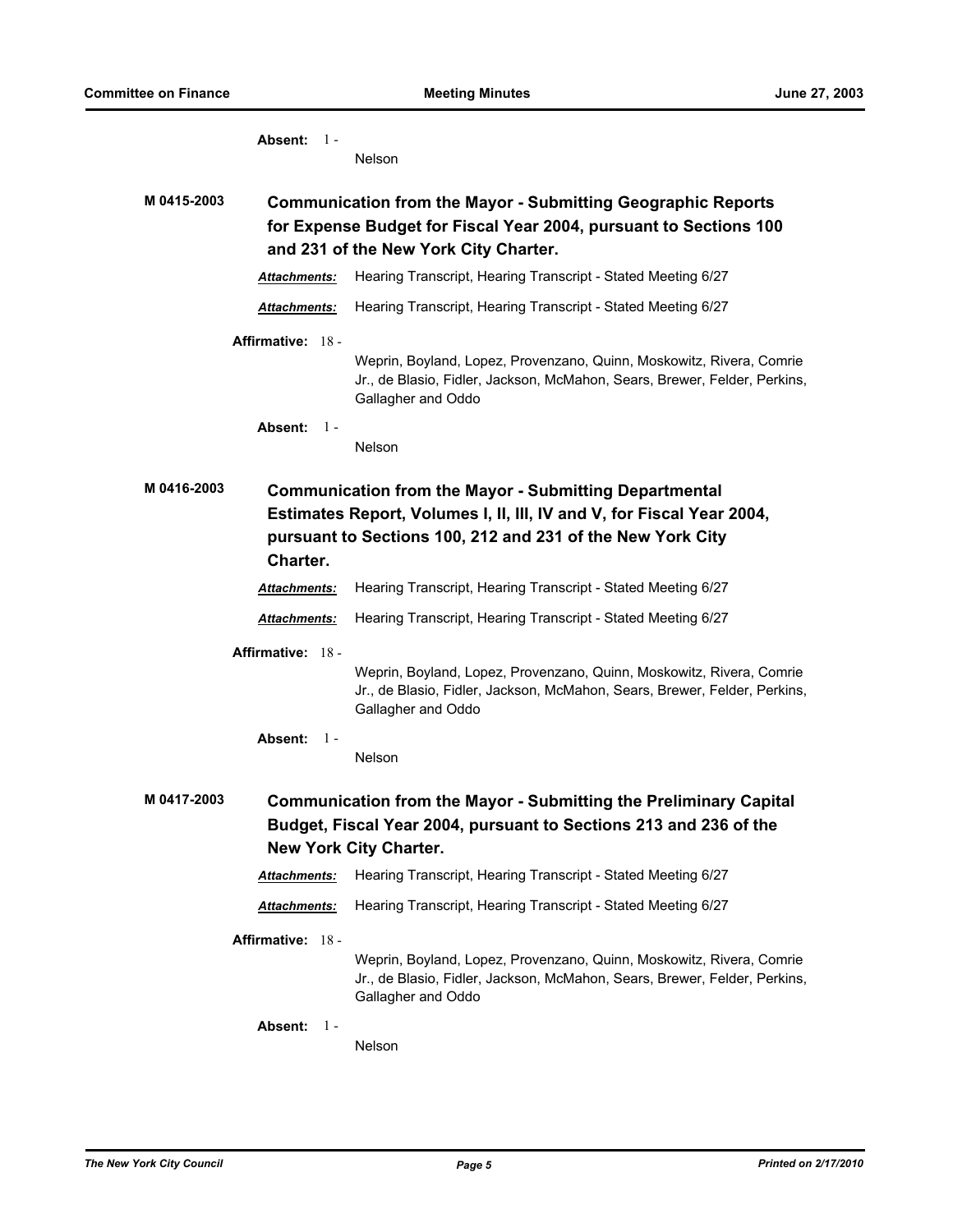**Absent:** 1 - Nelson

**M 0415-2003** **Communication from the Mayor - Submitting Geographic Reports for Expense Budget for Fiscal Year 2004, pursuant to Sections 100 and 231 of the New York City Charter.**

***Attachments:*** Hearing Transcript, Hearing Transcript - Stated Meeting 6/27

***Attachments:*** Hearing Transcript, Hearing Transcript - Stated Meeting 6/27

**Affirmative:** 18 - Weprin, Boyland, Lopez, Provenzano, Quinn, Moskowitz, Rivera, Comrie Jr., de Blasio, Fidler, Jackson, McMahon, Sears, Brewer, Felder, Perkins, Gallagher and Oddo

**Absent:** 1 - Nelson

**M 0416-2003** **Communication from the Mayor - Submitting Departmental Estimates Report, Volumes I, II, III, IV and V, for Fiscal Year 2004, pursuant to Sections 100, 212 and 231 of the New York City Charter.**

***Attachments:*** Hearing Transcript, Hearing Transcript - Stated Meeting 6/27

***Attachments:*** Hearing Transcript, Hearing Transcript - Stated Meeting 6/27

**Affirmative:** 18 - Weprin, Boyland, Lopez, Provenzano, Quinn, Moskowitz, Rivera, Comrie Jr., de Blasio, Fidler, Jackson, McMahon, Sears, Brewer, Felder, Perkins, Gallagher and Oddo

**Absent:** 1 - Nelson

**M 0417-2003** **Communication from the Mayor - Submitting the Preliminary Capital Budget, Fiscal Year 2004, pursuant to Sections 213 and 236 of the New York City Charter.**

***Attachments:*** Hearing Transcript, Hearing Transcript - Stated Meeting 6/27

***Attachments:*** Hearing Transcript, Hearing Transcript - Stated Meeting 6/27

**Affirmative:** 18 - Weprin, Boyland, Lopez, Provenzano, Quinn, Moskowitz, Rivera, Comrie Jr., de Blasio, Fidler, Jackson, McMahon, Sears, Brewer, Felder, Perkins, Gallagher and Oddo

**Absent:** 1 - Nelson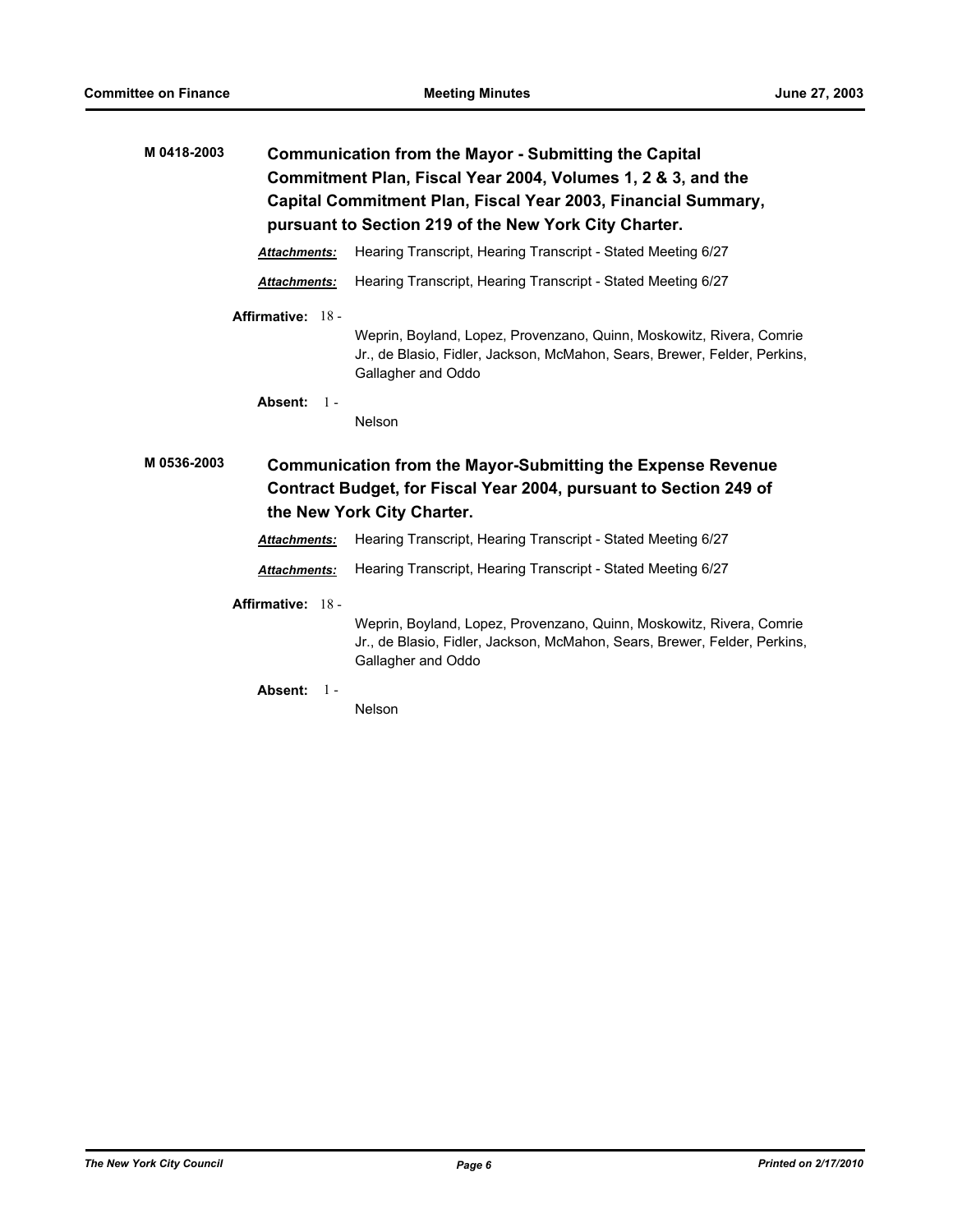**M 0418-2003** **Communication from the Mayor - Submitting the Capital Commitment Plan, Fiscal Year 2004, Volumes 1, 2 & 3, and the Capital Commitment Plan, Fiscal Year 2003, Financial Summary, pursuant to Section 219 of the New York City Charter.**

***Attachments:*** Hearing Transcript, Hearing Transcript - Stated Meeting 6/27

***Attachments:*** Hearing Transcript, Hearing Transcript - Stated Meeting 6/27

**Affirmative:** 18 - Weprin, Boyland, Lopez, Provenzano, Quinn, Moskowitz, Rivera, Comrie Jr., de Blasio, Fidler, Jackson, McMahon, Sears, Brewer, Felder, Perkins, Gallagher and Oddo

**Absent:** 1 - Nelson

**M 0536-2003** **Communication from the Mayor-Submitting the Expense Revenue Contract Budget, for Fiscal Year 2004, pursuant to Section 249 of the New York City Charter.**

***Attachments:*** Hearing Transcript, Hearing Transcript - Stated Meeting 6/27

***Attachments:*** Hearing Transcript, Hearing Transcript - Stated Meeting 6/27

**Affirmative:** 18 - Weprin, Boyland, Lopez, Provenzano, Quinn, Moskowitz, Rivera, Comrie Jr., de Blasio, Fidler, Jackson, McMahon, Sears, Brewer, Felder, Perkins, Gallagher and Oddo

**Absent:** 1 - Nelson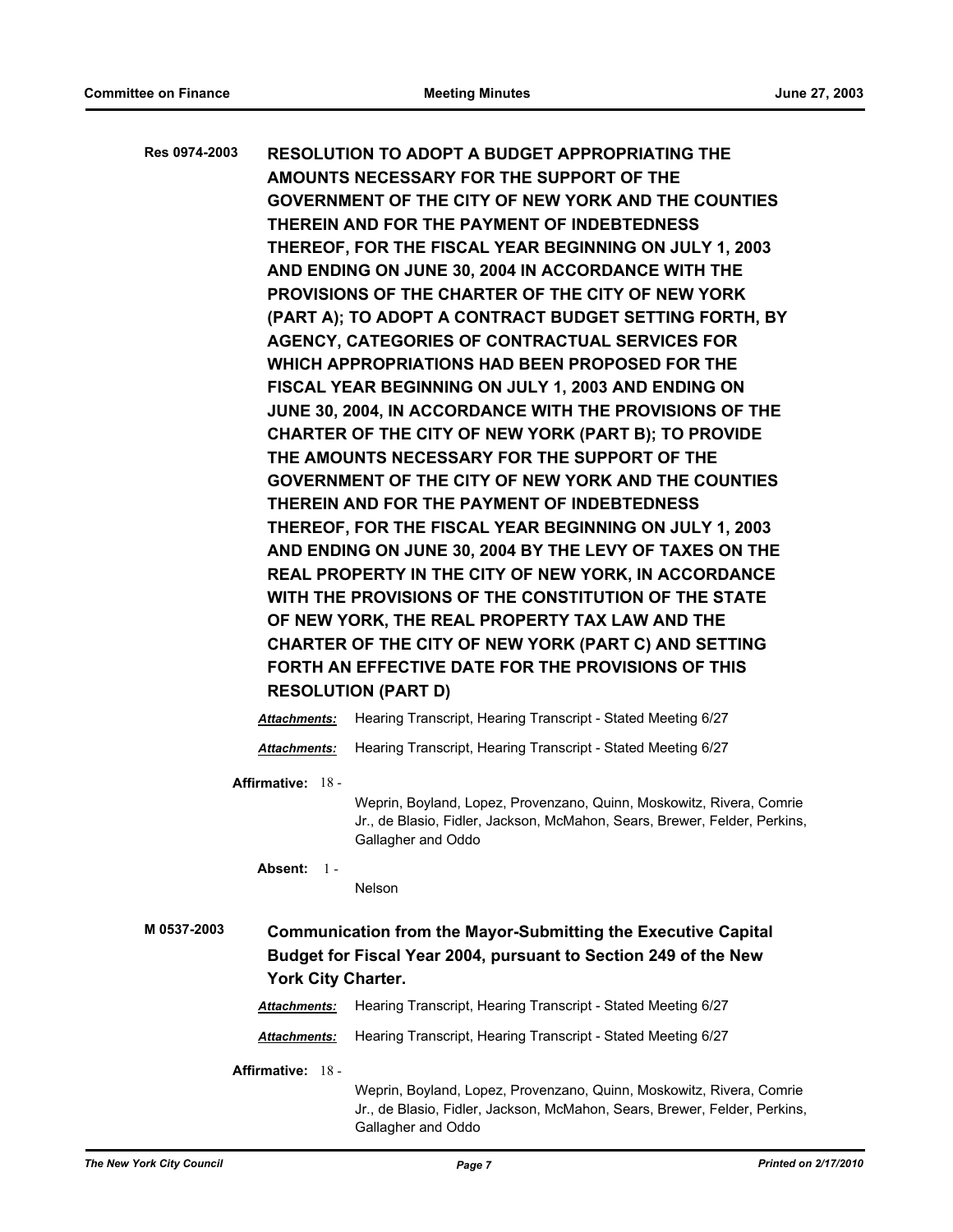**Res 0974-2003** **RESOLUTION TO ADOPT A BUDGET APPROPRIATING THE AMOUNTS NECESSARY FOR THE SUPPORT OF THE GOVERNMENT OF THE CITY OF NEW YORK AND THE COUNTIES THEREIN AND FOR THE PAYMENT OF INDEBTEDNESS THEREOF, FOR THE FISCAL YEAR BEGINNING ON JULY 1, 2003 AND ENDING ON JUNE 30, 2004 IN ACCORDANCE WITH THE PROVISIONS OF THE CHARTER OF THE CITY OF NEW YORK (PART A); TO ADOPT A CONTRACT BUDGET SETTING FORTH, BY AGENCY, CATEGORIES OF CONTRACTUAL SERVICES FOR WHICH APPROPRIATIONS HAD BEEN PROPOSED FOR THE FISCAL YEAR BEGINNING ON JULY 1, 2003 AND ENDING ON JUNE 30, 2004, IN ACCORDANCE WITH THE PROVISIONS OF THE CHARTER OF THE CITY OF NEW YORK (PART B); TO PROVIDE THE AMOUNTS NECESSARY FOR THE SUPPORT OF THE GOVERNMENT OF THE CITY OF NEW YORK AND THE COUNTIES THEREIN AND FOR THE PAYMENT OF INDEBTEDNESS THEREOF, FOR THE FISCAL YEAR BEGINNING ON JULY 1, 2003 AND ENDING ON JUNE 30, 2004 BY THE LEVY OF TAXES ON THE REAL PROPERTY IN THE CITY OF NEW YORK, IN ACCORDANCE WITH THE PROVISIONS OF THE CONSTITUTION OF THE STATE OF NEW YORK, THE REAL PROPERTY TAX LAW AND THE CHARTER OF THE CITY OF NEW YORK (PART C) AND SETTING FORTH AN EFFECTIVE DATE FOR THE PROVISIONS OF THIS RESOLUTION (PART D)**

***Attachments:*** Hearing Transcript, Hearing Transcript - Stated Meeting 6/27

***Attachments:*** Hearing Transcript, Hearing Transcript - Stated Meeting 6/27

**Affirmative:** 18 - Weprin, Boyland, Lopez, Provenzano, Quinn, Moskowitz, Rivera, Comrie Jr., de Blasio, Fidler, Jackson, McMahon, Sears, Brewer, Felder, Perkins, Gallagher and Oddo

**Absent:** 1 - Nelson

**M 0537-2003** **Communication from the Mayor-Submitting the Executive Capital Budget for Fiscal Year 2004, pursuant to Section 249 of the New York City Charter.**

***Attachments:*** Hearing Transcript, Hearing Transcript - Stated Meeting 6/27

***Attachments:*** Hearing Transcript, Hearing Transcript - Stated Meeting 6/27

**Affirmative:** 18 - Weprin, Boyland, Lopez, Provenzano, Quinn, Moskowitz, Rivera, Comrie Jr., de Blasio, Fidler, Jackson, McMahon, Sears, Brewer, Felder, Perkins, Gallagher and Oddo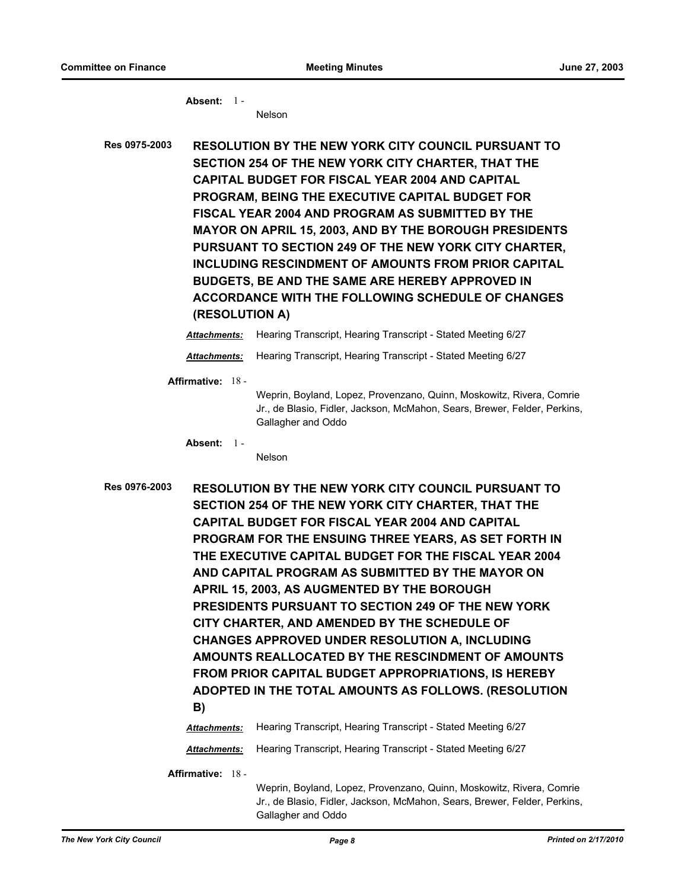**Absent:** 1 -
Nelson

**Res 0975-2003** **RESOLUTION BY THE NEW YORK CITY COUNCIL PURSUANT TO SECTION 254 OF THE NEW YORK CITY CHARTER, THAT THE CAPITAL BUDGET FOR FISCAL YEAR 2004 AND CAPITAL PROGRAM, BEING THE EXECUTIVE CAPITAL BUDGET FOR FISCAL YEAR 2004 AND PROGRAM AS SUBMITTED BY THE MAYOR ON APRIL 15, 2003, AND BY THE BOROUGH PRESIDENTS PURSUANT TO SECTION 249 OF THE NEW YORK CITY CHARTER, INCLUDING RESCINDMENT OF AMOUNTS FROM PRIOR CAPITAL BUDGETS, BE AND THE SAME ARE HEREBY APPROVED IN ACCORDANCE WITH THE FOLLOWING SCHEDULE OF CHANGES (RESOLUTION A)**

***Attachments:*** Hearing Transcript, Hearing Transcript - Stated Meeting 6/27

***Attachments:*** Hearing Transcript, Hearing Transcript - Stated Meeting 6/27

**Affirmative:** 18 -
Weprin, Boyland, Lopez, Provenzano, Quinn, Moskowitz, Rivera, Comrie Jr., de Blasio, Fidler, Jackson, McMahon, Sears, Brewer, Felder, Perkins, Gallagher and Oddo

**Absent:** 1 -
Nelson

**Res 0976-2003** **RESOLUTION BY THE NEW YORK CITY COUNCIL PURSUANT TO SECTION 254 OF THE NEW YORK CITY CHARTER, THAT THE CAPITAL BUDGET FOR FISCAL YEAR 2004 AND CAPITAL PROGRAM FOR THE ENSUING THREE YEARS, AS SET FORTH IN THE EXECUTIVE CAPITAL BUDGET FOR THE FISCAL YEAR 2004 AND CAPITAL PROGRAM AS SUBMITTED BY THE MAYOR ON APRIL 15, 2003, AS AUGMENTED BY THE BOROUGH PRESIDENTS PURSUANT TO SECTION 249 OF THE NEW YORK CITY CHARTER, AND AMENDED BY THE SCHEDULE OF CHANGES APPROVED UNDER RESOLUTION A, INCLUDING AMOUNTS REALLOCATED BY THE RESCINDMENT OF AMOUNTS FROM PRIOR CAPITAL BUDGET APPROPRIATIONS, IS HEREBY ADOPTED IN THE TOTAL AMOUNTS AS FOLLOWS. (RESOLUTION B)**

***Attachments:*** Hearing Transcript, Hearing Transcript - Stated Meeting 6/27

***Attachments:*** Hearing Transcript, Hearing Transcript - Stated Meeting 6/27

**Affirmative:** 18 -
Weprin, Boyland, Lopez, Provenzano, Quinn, Moskowitz, Rivera, Comrie Jr., de Blasio, Fidler, Jackson, McMahon, Sears, Brewer, Felder, Perkins, Gallagher and Oddo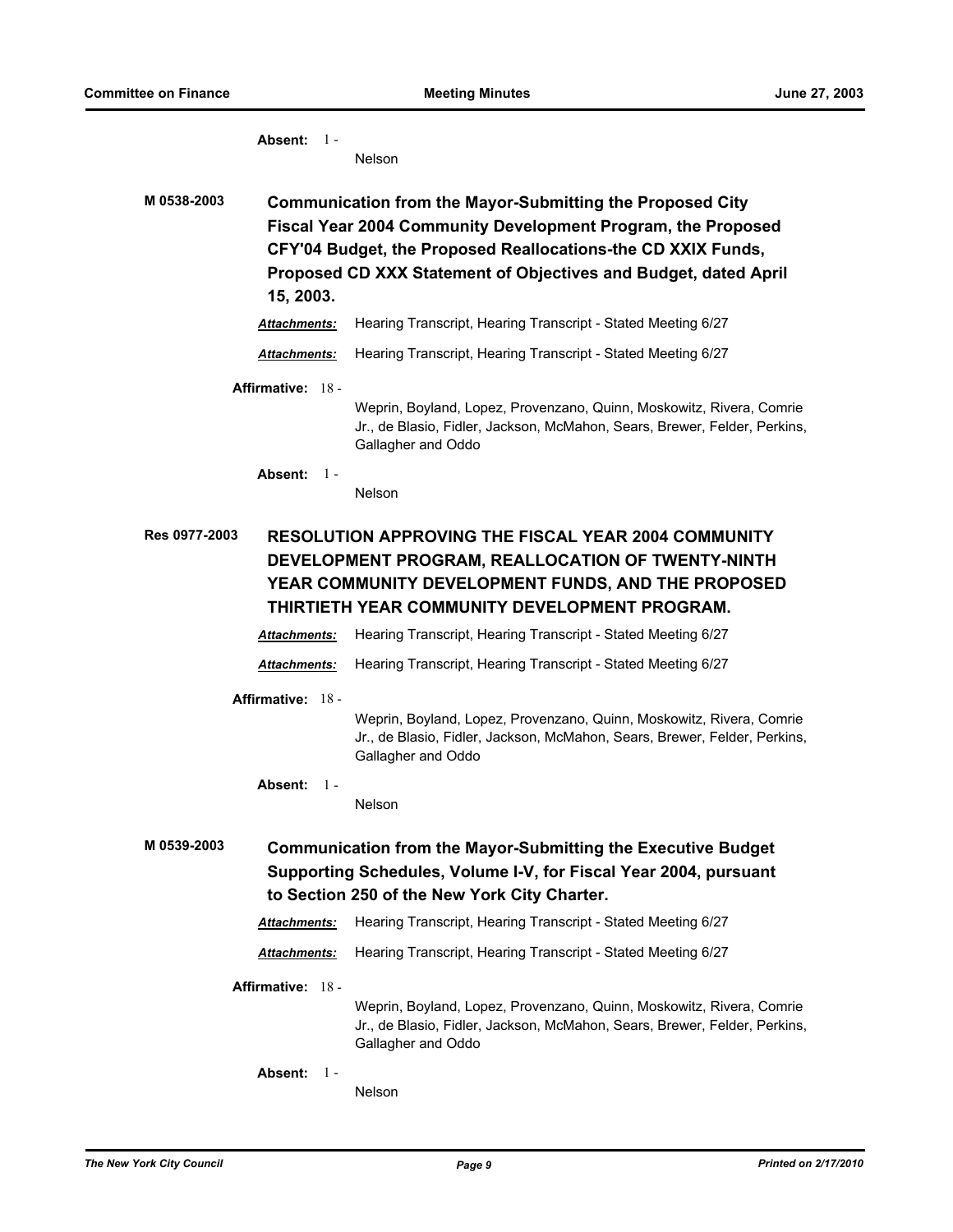**Absent:** 1 - Nelson

**M 0538-2003** **Communication from the Mayor-Submitting the Proposed City Fiscal Year 2004 Community Development Program, the Proposed CFY'04 Budget, the Proposed Reallocations-the CD XXIX Funds, Proposed CD XXX Statement of Objectives and Budget, dated April 15, 2003.**

***Attachments:*** Hearing Transcript, Hearing Transcript - Stated Meeting 6/27

***Attachments:*** Hearing Transcript, Hearing Transcript - Stated Meeting 6/27

**Affirmative:** 18 - Weprin, Boyland, Lopez, Provenzano, Quinn, Moskowitz, Rivera, Comrie Jr., de Blasio, Fidler, Jackson, McMahon, Sears, Brewer, Felder, Perkins, Gallagher and Oddo

**Absent:** 1 - Nelson

**Res 0977-2003** **RESOLUTION APPROVING THE FISCAL YEAR 2004 COMMUNITY DEVELOPMENT PROGRAM, REALLOCATION OF TWENTY-NINTH YEAR COMMUNITY DEVELOPMENT FUNDS, AND THE PROPOSED THIRTIETH YEAR COMMUNITY DEVELOPMENT PROGRAM.**

***Attachments:*** Hearing Transcript, Hearing Transcript - Stated Meeting 6/27

***Attachments:*** Hearing Transcript, Hearing Transcript - Stated Meeting 6/27

**Affirmative:** 18 - Weprin, Boyland, Lopez, Provenzano, Quinn, Moskowitz, Rivera, Comrie Jr., de Blasio, Fidler, Jackson, McMahon, Sears, Brewer, Felder, Perkins, Gallagher and Oddo

**Absent:** 1 - Nelson

**M 0539-2003** **Communication from the Mayor-Submitting the Executive Budget Supporting Schedules, Volume I-V, for Fiscal Year 2004, pursuant to Section 250 of the New York City Charter.**

***Attachments:*** Hearing Transcript, Hearing Transcript - Stated Meeting 6/27

***Attachments:*** Hearing Transcript, Hearing Transcript - Stated Meeting 6/27

**Affirmative:** 18 - Weprin, Boyland, Lopez, Provenzano, Quinn, Moskowitz, Rivera, Comrie Jr., de Blasio, Fidler, Jackson, McMahon, Sears, Brewer, Felder, Perkins, Gallagher and Oddo

**Absent:** 1 - Nelson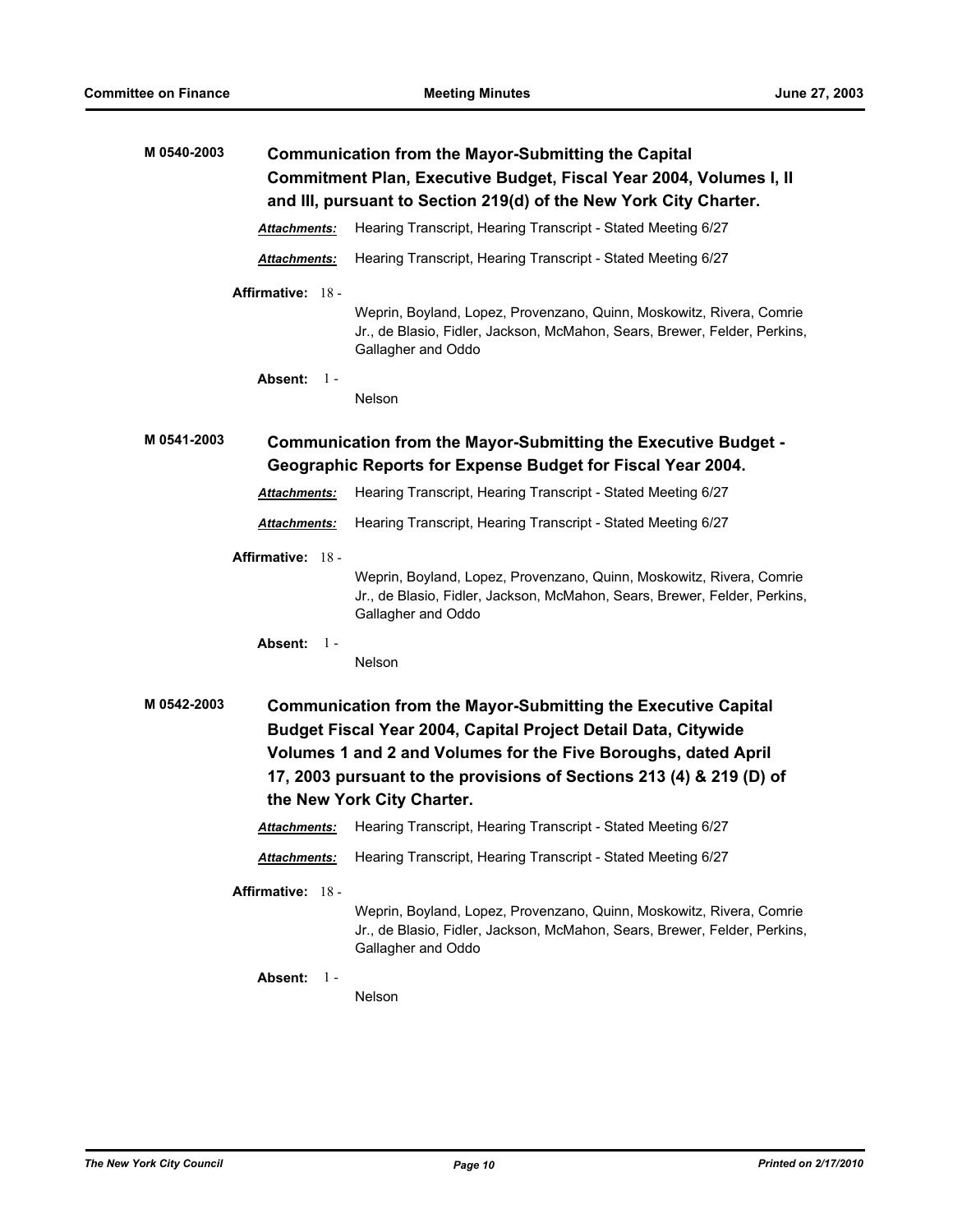**M 0540-2003** **Communication from the Mayor-Submitting the Capital Commitment Plan, Executive Budget, Fiscal Year 2004, Volumes I, II and III, pursuant to Section 219(d) of the New York City Charter.**

***Attachments:*** Hearing Transcript, Hearing Transcript - Stated Meeting 6/27

***Attachments:*** Hearing Transcript, Hearing Transcript - Stated Meeting 6/27

**Affirmative:** 18 - Weprin, Boyland, Lopez, Provenzano, Quinn, Moskowitz, Rivera, Comrie Jr., de Blasio, Fidler, Jackson, McMahon, Sears, Brewer, Felder, Perkins, Gallagher and Oddo

**Absent:** 1 - Nelson

**M 0541-2003** **Communication from the Mayor-Submitting the Executive Budget - Geographic Reports for Expense Budget for Fiscal Year 2004.**

***Attachments:*** Hearing Transcript, Hearing Transcript - Stated Meeting 6/27

***Attachments:*** Hearing Transcript, Hearing Transcript - Stated Meeting 6/27

**Affirmative:** 18 - Weprin, Boyland, Lopez, Provenzano, Quinn, Moskowitz, Rivera, Comrie Jr., de Blasio, Fidler, Jackson, McMahon, Sears, Brewer, Felder, Perkins, Gallagher and Oddo

**Absent:** 1 - Nelson

**M 0542-2003** **Communication from the Mayor-Submitting the Executive Capital Budget Fiscal Year 2004, Capital Project Detail Data, Citywide Volumes 1 and 2 and Volumes for the Five Boroughs, dated April 17, 2003 pursuant to the provisions of Sections 213 (4) & 219 (D) of the New York City Charter.**

***Attachments:*** Hearing Transcript, Hearing Transcript - Stated Meeting 6/27

***Attachments:*** Hearing Transcript, Hearing Transcript - Stated Meeting 6/27

**Affirmative:** 18 - Weprin, Boyland, Lopez, Provenzano, Quinn, Moskowitz, Rivera, Comrie Jr., de Blasio, Fidler, Jackson, McMahon, Sears, Brewer, Felder, Perkins, Gallagher and Oddo

**Absent:** 1 - Nelson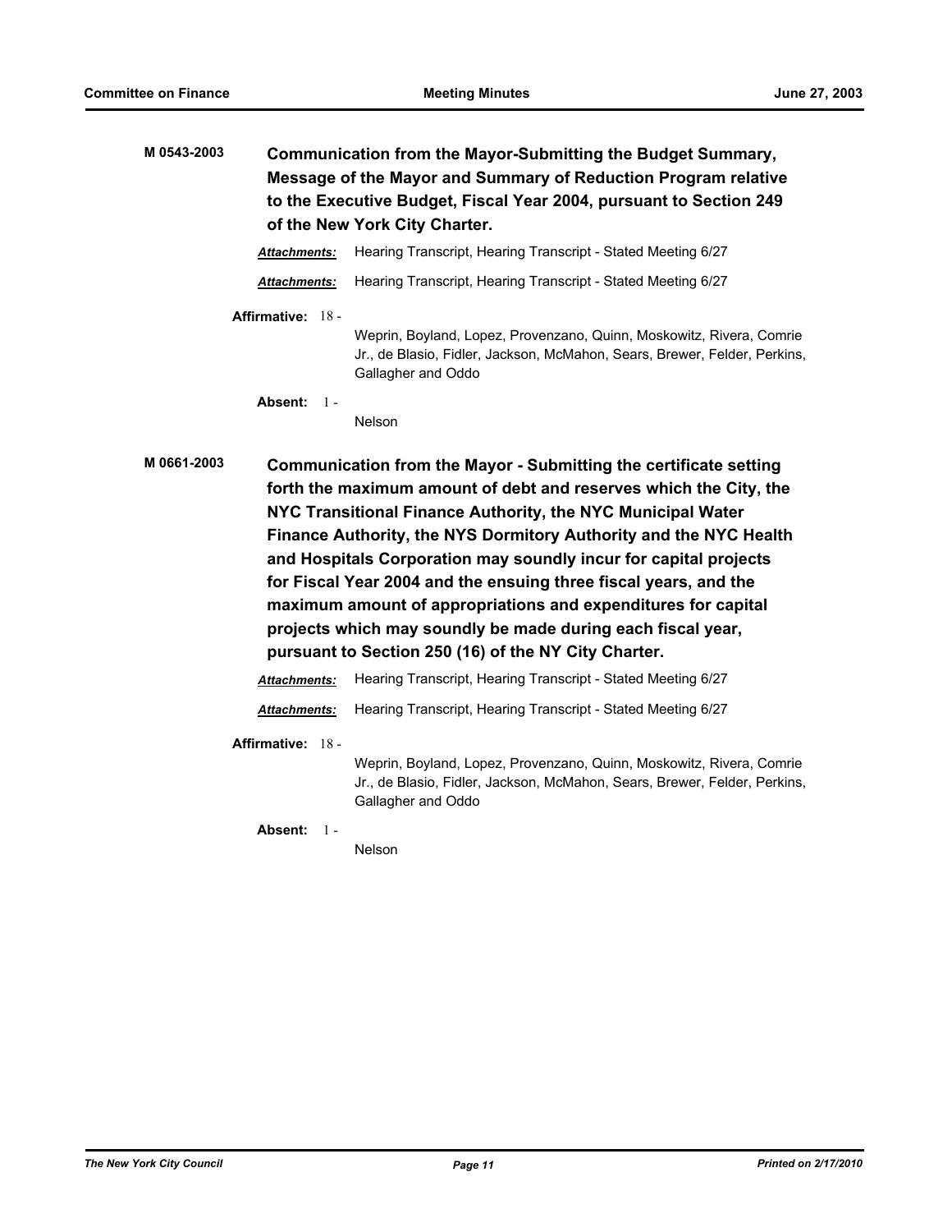**M 0543-2003** **Communication from the Mayor-Submitting the Budget Summary, Message of the Mayor and Summary of Reduction Program relative to the Executive Budget, Fiscal Year 2004, pursuant to Section 249 of the New York City Charter.**

***Attachments:*** Hearing Transcript, Hearing Transcript - Stated Meeting 6/27

***Attachments:*** Hearing Transcript, Hearing Transcript - Stated Meeting 6/27

**Affirmative:** 18 - Weprin, Boyland, Lopez, Provenzano, Quinn, Moskowitz, Rivera, Comrie Jr., de Blasio, Fidler, Jackson, McMahon, Sears, Brewer, Felder, Perkins, Gallagher and Oddo

**Absent:** 1 - Nelson

**M 0661-2003** **Communication from the Mayor - Submitting the certificate setting forth the maximum amount of debt and reserves which the City, the NYC Transitional Finance Authority, the NYC Municipal Water Finance Authority, the NYS Dormitory Authority and the NYC Health and Hospitals Corporation may soundly incur for capital projects for Fiscal Year 2004 and the ensuing three fiscal years, and the maximum amount of appropriations and expenditures for capital projects which may soundly be made during each fiscal year, pursuant to Section 250 (16) of the NY City Charter.**

***Attachments:*** Hearing Transcript, Hearing Transcript - Stated Meeting 6/27

***Attachments:*** Hearing Transcript, Hearing Transcript - Stated Meeting 6/27

**Affirmative:** 18 - Weprin, Boyland, Lopez, Provenzano, Quinn, Moskowitz, Rivera, Comrie Jr., de Blasio, Fidler, Jackson, McMahon, Sears, Brewer, Felder, Perkins, Gallagher and Oddo

**Absent:** 1 - Nelson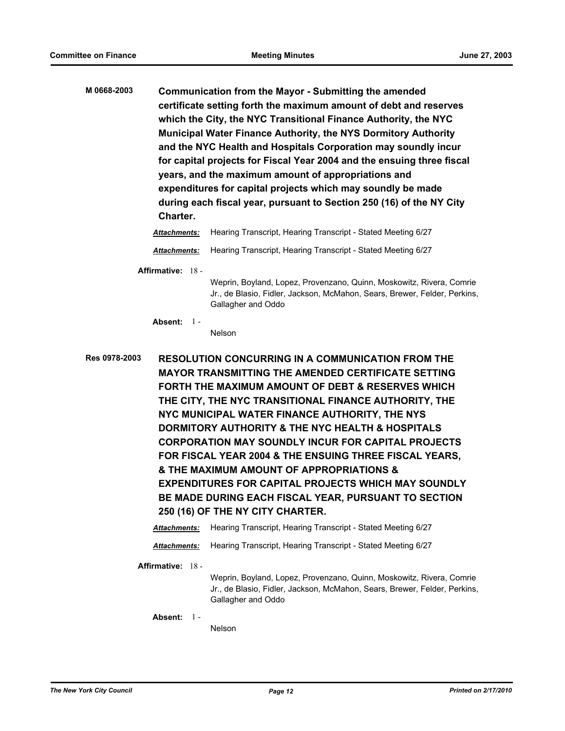**M 0668-2003** **Communication from the Mayor - Submitting the amended certificate setting forth the maximum amount of debt and reserves which the City, the NYC Transitional Finance Authority, the NYC Municipal Water Finance Authority, the NYS Dormitory Authority and the NYC Health and Hospitals Corporation may soundly incur for capital projects for Fiscal Year 2004 and the ensuing three fiscal years, and the maximum amount of appropriations and expenditures for capital projects which may soundly be made during each fiscal year, pursuant to Section 250 (16) of the NY City Charter.**

***Attachments:*** Hearing Transcript, Hearing Transcript - Stated Meeting 6/27

***Attachments:*** Hearing Transcript, Hearing Transcript - Stated Meeting 6/27

**Affirmative:** 18 -

Weprin, Boyland, Lopez, Provenzano, Quinn, Moskowitz, Rivera, Comrie Jr., de Blasio, Fidler, Jackson, McMahon, Sears, Brewer, Felder, Perkins, Gallagher and Oddo

**Absent:** 1 -

Nelson

**Res 0978-2003** **RESOLUTION CONCURRING IN A COMMUNICATION FROM THE MAYOR TRANSMITTING THE AMENDED CERTIFICATE SETTING FORTH THE MAXIMUM AMOUNT OF DEBT & RESERVES WHICH THE CITY, THE NYC TRANSITIONAL FINANCE AUTHORITY, THE NYC MUNICIPAL WATER FINANCE AUTHORITY, THE NYS DORMITORY AUTHORITY & THE NYC HEALTH & HOSPITALS CORPORATION MAY SOUNDLY INCUR FOR CAPITAL PROJECTS FOR FISCAL YEAR 2004 & THE ENSUING THREE FISCAL YEARS, & THE MAXIMUM AMOUNT OF APPROPRIATIONS & EXPENDITURES FOR CAPITAL PROJECTS WHICH MAY SOUNDLY BE MADE DURING EACH FISCAL YEAR, PURSUANT TO SECTION 250 (16) OF THE NY CITY CHARTER.**

***Attachments:*** Hearing Transcript, Hearing Transcript - Stated Meeting 6/27

***Attachments:*** Hearing Transcript, Hearing Transcript - Stated Meeting 6/27

**Affirmative:** 18 -

Weprin, Boyland, Lopez, Provenzano, Quinn, Moskowitz, Rivera, Comrie Jr., de Blasio, Fidler, Jackson, McMahon, Sears, Brewer, Felder, Perkins, Gallagher and Oddo

**Absent:** 1 -

Nelson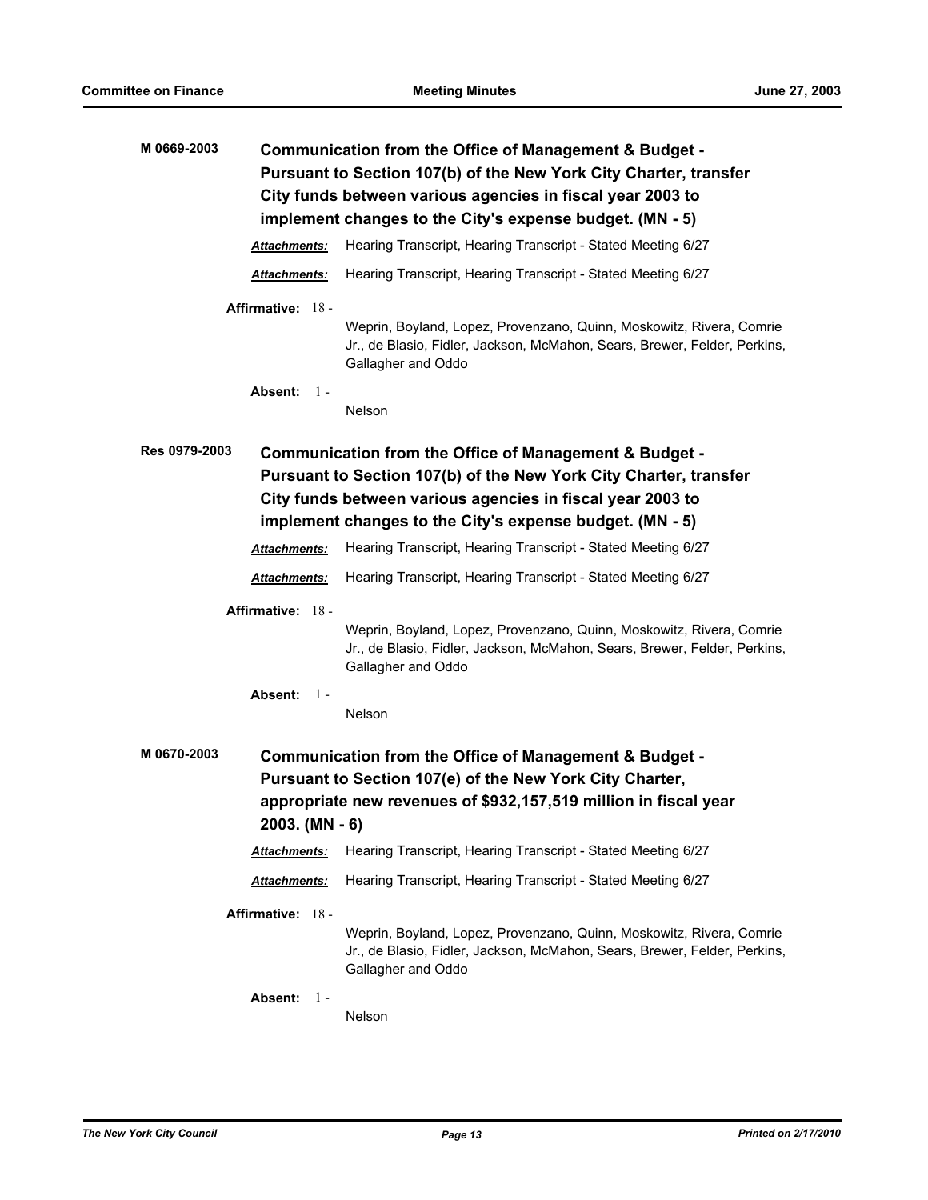**M 0669-2003** **Communication from the Office of Management & Budget - Pursuant to Section 107(b) of the New York City Charter, transfer City funds between various agencies in fiscal year 2003 to implement changes to the City's expense budget. (MN - 5)**

***Attachments:*** Hearing Transcript, Hearing Transcript - Stated Meeting 6/27

***Attachments:*** Hearing Transcript, Hearing Transcript - Stated Meeting 6/27

**Affirmative:** 18 - Weprin, Boyland, Lopez, Provenzano, Quinn, Moskowitz, Rivera, Comrie Jr., de Blasio, Fidler, Jackson, McMahon, Sears, Brewer, Felder, Perkins, Gallagher and Oddo

**Absent:** 1 - Nelson

**Res 0979-2003** **Communication from the Office of Management & Budget - Pursuant to Section 107(b) of the New York City Charter, transfer City funds between various agencies in fiscal year 2003 to implement changes to the City's expense budget. (MN - 5)**

***Attachments:*** Hearing Transcript, Hearing Transcript - Stated Meeting 6/27

***Attachments:*** Hearing Transcript, Hearing Transcript - Stated Meeting 6/27

**Affirmative:** 18 - Weprin, Boyland, Lopez, Provenzano, Quinn, Moskowitz, Rivera, Comrie Jr., de Blasio, Fidler, Jackson, McMahon, Sears, Brewer, Felder, Perkins, Gallagher and Oddo

**Absent:** 1 - Nelson

**M 0670-2003** **Communication from the Office of Management & Budget - Pursuant to Section 107(e) of the New York City Charter, appropriate new revenues of $932,157,519 million in fiscal year 2003. (MN - 6)**

***Attachments:*** Hearing Transcript, Hearing Transcript - Stated Meeting 6/27

***Attachments:*** Hearing Transcript, Hearing Transcript - Stated Meeting 6/27

**Affirmative:** 18 - Weprin, Boyland, Lopez, Provenzano, Quinn, Moskowitz, Rivera, Comrie Jr., de Blasio, Fidler, Jackson, McMahon, Sears, Brewer, Felder, Perkins, Gallagher and Oddo

**Absent:** 1 - Nelson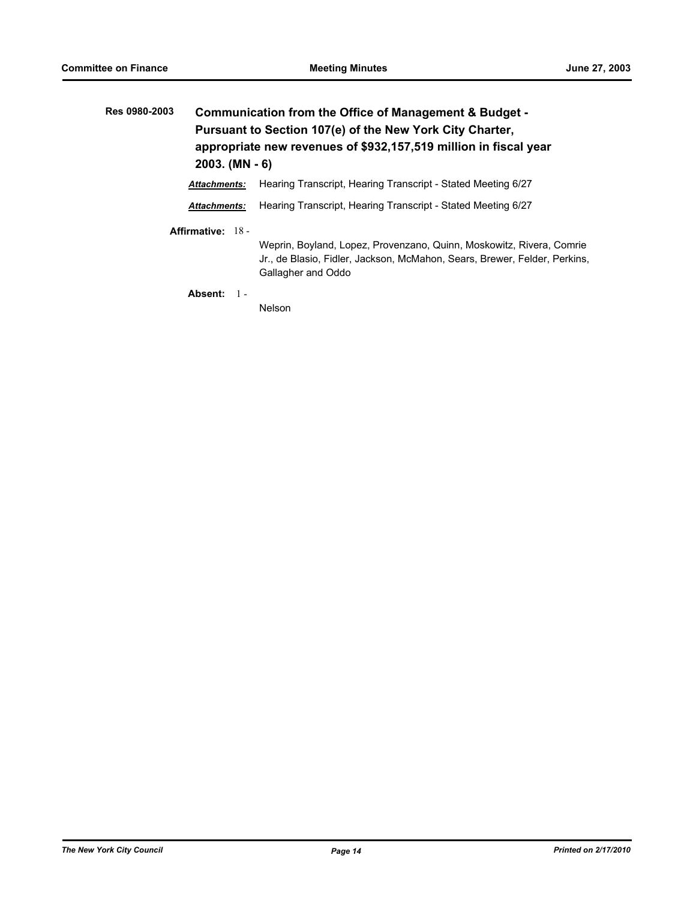**Res 0980-2003** **Communication from the Office of Management & Budget - Pursuant to Section 107(e) of the New York City Charter, appropriate new revenues of $932,157,519 million in fiscal year 2003. (MN - 6)**

***Attachments:*** Hearing Transcript, Hearing Transcript - Stated Meeting 6/27

***Attachments:*** Hearing Transcript, Hearing Transcript - Stated Meeting 6/27

**Affirmative:** 18 -

Weprin, Boyland, Lopez, Provenzano, Quinn, Moskowitz, Rivera, Comrie Jr., de Blasio, Fidler, Jackson, McMahon, Sears, Brewer, Felder, Perkins, Gallagher and Oddo

**Absent:** 1 -

Nelson